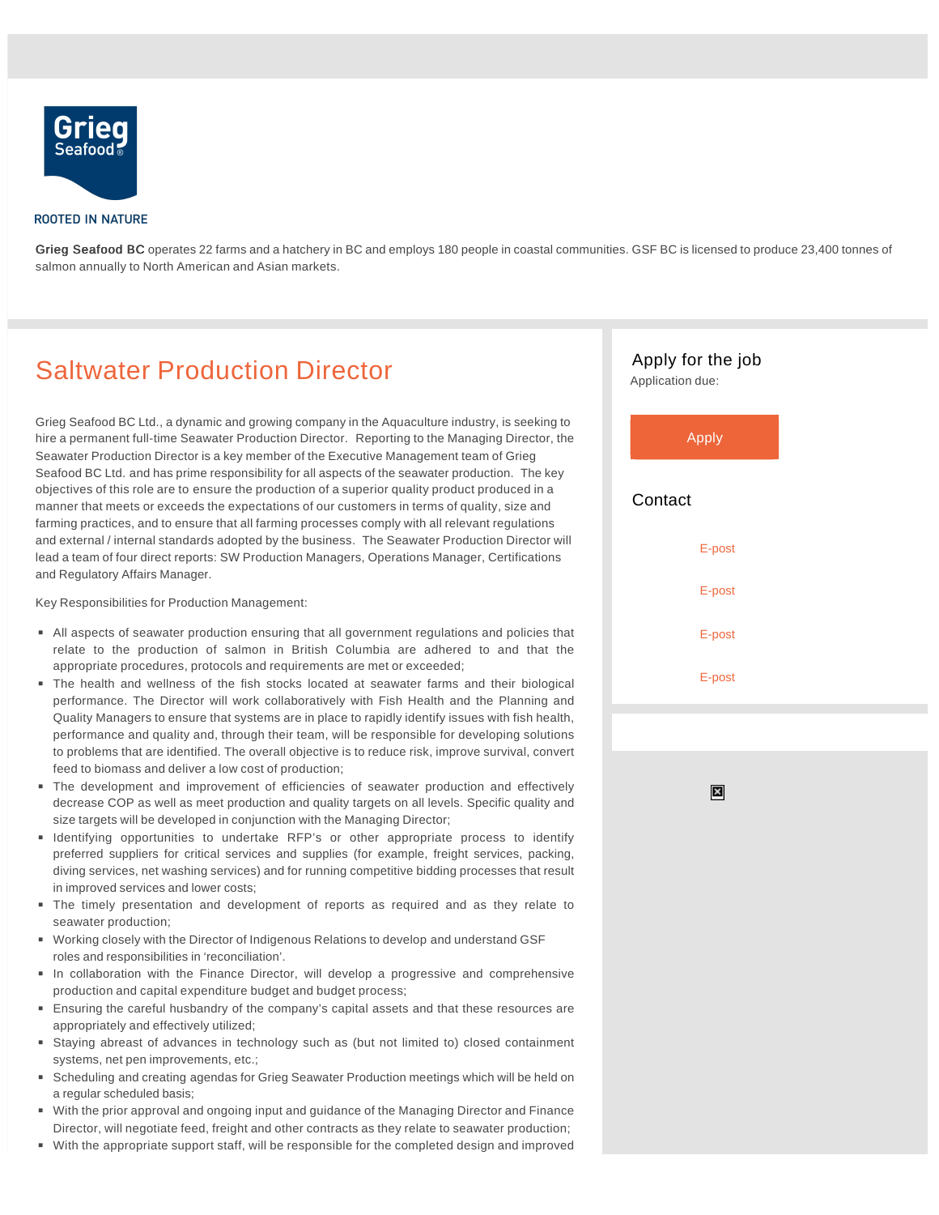ROOTED IN NATURE

**Grieg Seafood BC** operates 22 farms and a hatchery in BC and employs 180 people in coastal communities. GSF BC is licensed to produce 23,400 tonnes of salmon annually to North American and Asian markets.

# Saltwater Production Director

Grieg Seafood BC Ltd., a dynamic and growing company in the Aquaculture industry, is seeking to hire a permanent full-time Seawater Production Director. Reporting to the Managing Director, the Seawater Production Director is a key member of the Executive Management team of Grieg Seafood BC Ltd. and has prime responsibility for all aspects of the seawater production. The key objectives of this role are to ensure the production of a superior quality product produced in a manner that meets or exceeds the expectations of our customers in terms of quality, size and farming practices, and to ensure that all farming processes comply with all relevant regulations and external / internal standards adopted by the business. The Seawater Production Director will lead a team of four direct reports: SW Production Managers, Operations Manager, Certifications and Regulatory Affairs Manager.

Key Responsibilities for Production Management:

- All aspects of seawater production ensuring that all government regulations and policies that relate to the production of salmon in British Columbia are adhered to and that the appropriate procedures, protocols and requirements are met or exceeded;
- The health and wellness of the fish stocks located at seawater farms and their biological performance. The Director will work collaboratively with Fish Health and the Planning and Quality Managers to ensure that systems are in place to rapidly identify issues with fish health, performance and quality and, through their team, will be responsible for developing solutions to problems that are identified. The overall objective is to reduce risk, improve survival, convert feed to biomass and deliver a low cost of production;
- The development and improvement of efficiencies of seawater production and effectively decrease COP as well as meet production and quality targets on all levels. Specific quality and size targets will be developed in conjunction with the Managing Director;
- Identifying opportunities to undertake RFP's or other appropriate process to identify preferred suppliers for critical services and supplies (for example, freight services, packing, diving services, net washing services) and for running competitive bidding processes that result in improved services and lower costs;
- The timely presentation and development of reports as required and as they relate to seawater production;
- Working closely with the Director of Indigenous Relations to develop and understand GSF roles and responsibilities in 'reconciliation'.
- In collaboration with the Finance Director, will develop a progressive and comprehensive production and capital expenditure budget and budget process;
- Ensuring the careful husbandry of the company's capital assets and that these resources are appropriately and effectively utilized;
- Staying abreast of advances in technology such as (but not limited to) closed containment systems, net pen improvements, etc.;
- Scheduling and creating agendas for Grieg Seawater Production meetings which will be held on a regular scheduled basis;
- With the prior approval and ongoing input and guidance of the Managing Director and Finance Director, will negotiate feed, freight and other contracts as they relate to seawater production;
- With the appropriate support staff, will be responsible for the completed design and improved

## Apply for the job

Application due:

Apply

## Contact

E-post

E-post

E-post

E-post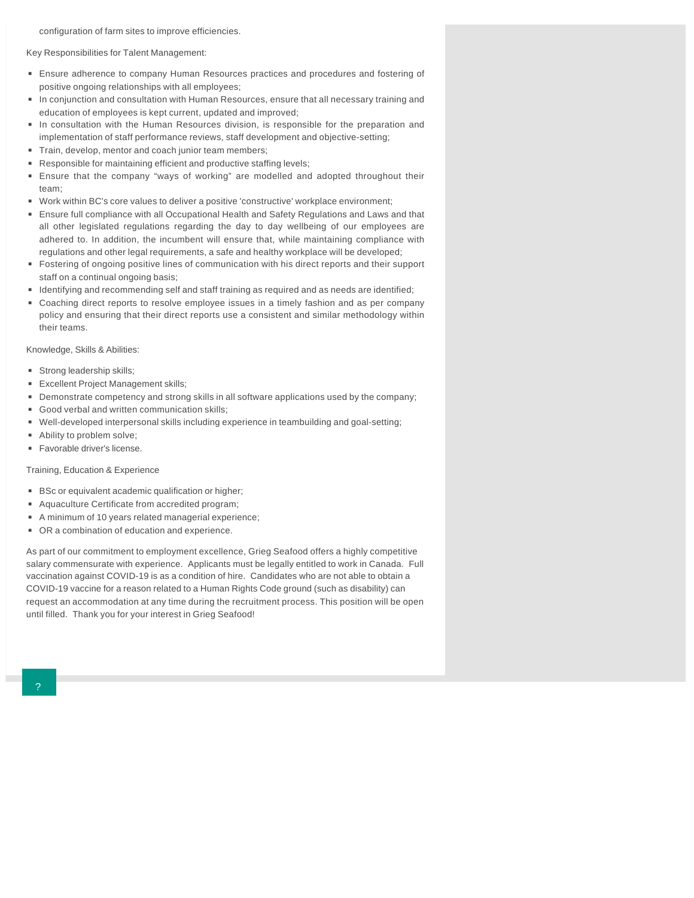configuration of farm sites to improve efficiencies.

Key Responsibilities for Talent Management:

- Ensure adherence to company Human Resources practices and procedures and fostering of positive ongoing relationships with all employees;
- In conjunction and consultation with Human Resources, ensure that all necessary training and education of employees is kept current, updated and improved;
- In consultation with the Human Resources division, is responsible for the preparation and implementation of staff performance reviews, staff development and objective-setting;
- Train, develop, mentor and coach junior team members;
- Responsible for maintaining efficient and productive staffing levels;
- Ensure that the company "ways of working" are modelled and adopted throughout their team;
- Work within BC's core values to deliver a positive 'constructive' workplace environment;
- Ensure full compliance with all Occupational Health and Safety Regulations and Laws and that all other legislated regulations regarding the day to day wellbeing of our employees are adhered to. In addition, the incumbent will ensure that, while maintaining compliance with regulations and other legal requirements, a safe and healthy workplace will be developed;
- Fostering of ongoing positive lines of communication with his direct reports and their support staff on a continual ongoing basis;
- Identifying and recommending self and staff training as required and as needs are identified;
- Coaching direct reports to resolve employee issues in a timely fashion and as per company policy and ensuring that their direct reports use a consistent and similar methodology within their teams.

Knowledge, Skills & Abilities:

- Strong leadership skills;
- Excellent Project Management skills;
- Demonstrate competency and strong skills in all software applications used by the company;
- Good verbal and written communication skills;
- Well-developed interpersonal skills including experience in teambuilding and goal-setting;
- Ability to problem solve;
- Favorable driver's license.

Training, Education & Experience

- BSc or equivalent academic qualification or higher;
- Aquaculture Certificate from accredited program;
- A minimum of 10 years related managerial experience;
- OR a combination of education and experience.

As part of our commitment to employment excellence, Grieg Seafood offers a highly competitive salary commensurate with experience. Applicants must be legally entitled to work in Canada. Full vaccination against COVID-19 is as a condition of hire. Candidates who are not able to obtain a COVID-19 vaccine for a reason related to a Human Rights Code ground (such as disability) can request an accommodation at any time during the recruitment process. This position will be open until filled. Thank you for your interest in Grieg Seafood!